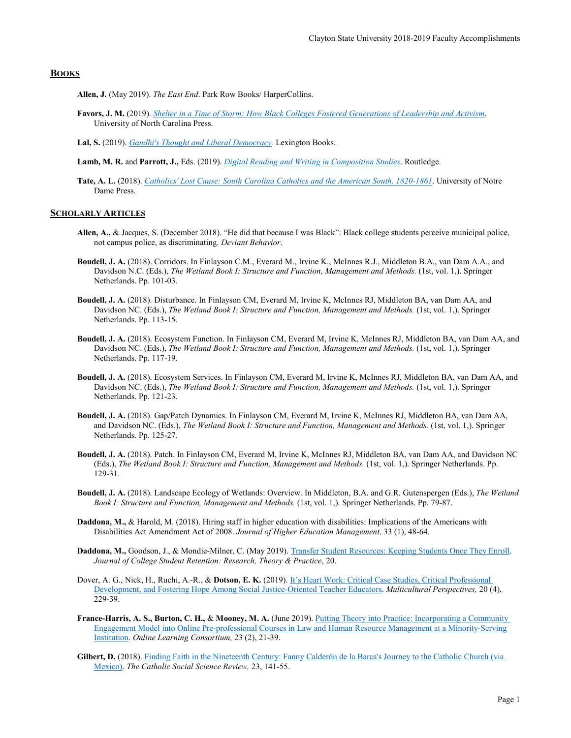## BOOKS

**Allen, J.** (May 2019). *The East End*. Park Row Books/ HarperCollins.

**Favors, J. M.** (2019). *Shelter in a Time of Storm: How Black Colleges Fostered Generations of Leadership and Activism*. University of North Carolina Press.

**Lal, S.** (2019). *Gandhi's Thought and Liberal Democracy.* Lexington Books.

**Lamb, M. R.** and **Parrott, J.,** Eds. (2019). *Digital Reading and Writing in Composition Studies*. Routledge.

**Tate, A. L.** (2018). *Catholics' Lost Cause: South Carolina Catholics and the American South, 1820-1861*. University of Notre Dame Press.

## SCHOLARLY ARTICLES

**Allen, A.,** & Jacques, S. (December 2018). "He did that because I was Black": Black college students perceive municipal police, not campus police, as discriminating. *Deviant Behavior*.

**Boudell, J. A.** (2018). Corridors. In Finlayson C.M., Everard M., Irvine K., McInnes R.J., Middleton B.A., van Dam A.A., and Davidson N.C. (Eds.), *The Wetland Book I: Structure and Function, Management and Methods.* (1st, vol. 1,). Springer Netherlands. Pp. 101-03.

**Boudell, J. A.** (2018). Disturbance. In Finlayson CM, Everard M, Irvine K, McInnes RJ, Middleton BA, van Dam AA, and Davidson NC. (Eds.), *The Wetland Book I: Structure and Function, Management and Methods.* (1st, vol. 1,). Springer Netherlands. Pp. 113-15.

**Boudell, J. A.** (2018). Ecosystem Function. In Finlayson CM, Everard M, Irvine K, McInnes RJ, Middleton BA, van Dam AA, and Davidson NC. (Eds.), *The Wetland Book I: Structure and Function, Management and Methods.* (1st, vol. 1,). Springer Netherlands. Pp. 117-19.

**Boudell, J. A.** (2018). Ecosystem Services. In Finlayson CM, Everard M, Irvine K, McInnes RJ, Middleton BA, van Dam AA, and Davidson NC. (Eds.), *The Wetland Book I: Structure and Function, Management and Methods.* (1st, vol. 1,). Springer Netherlands. Pp. 121-23.

**Boudell, J. A.** (2018). Gap/Patch Dynamics. In Finlayson CM, Everard M, Irvine K, McInnes RJ, Middleton BA, van Dam AA, and Davidson NC. (Eds.), *The Wetland Book I: Structure and Function, Management and Methods.* (1st, vol. 1,). Springer Netherlands. Pp. 125-27.

**Boudell, J. A.** (2018). Patch. In Finlayson CM, Everard M, Irvine K, McInnes RJ, Middleton BA, van Dam AA, and Davidson NC (Eds.), *The Wetland Book I: Structure and Function, Management and Methods.* (1st, vol. 1,). Springer Netherlands. Pp. 129-31.

**Boudell, J. A.** (2018). Landscape Ecology of Wetlands: Overview. In Middleton, B.A. and G.R. Gutenspergen (Eds.), *The Wetland Book I: Structure and Function, Management and Methods.* (1st, vol. 1,). Springer Netherlands. Pp. 79-87.

**Daddona, M.,** & Harold, M. (2018). Hiring staff in higher education with disabilities: Implications of the Americans with Disabilities Act Amendment Act of 2008. *Journal of Higher Education Management,* 33 (1), 48-64.

**Daddona, M.,** Goodson, J., & Mondie-Milner, C. (May 2019). Transfer Student Resources: Keeping Students Once They Enroll. *Journal of College Student Retention: Research, Theory & Practice*, 20.

Dover, A. G., Nick, H., Ruchi, A.-R., & **Dotson, E. K.** (2019). It's Heart Work: Critical Case Studies, Critical Professional Development, and Fostering Hope Among Social Justice-Oriented Teacher Educators. *Multicultural Perspectives,* 20 (4), 229-39.

**France-Harris, A. S., Burton, C. H.,** & **Mooney, M. A.** (June 2019). Putting Theory into Practice: Incorporating a Community Engagement Model into Online Pre-professional Courses in Law and Human Resource Management at a Minority-Serving Institution. *Online Learning Consortium,* 23 (2), 21-39.

**Gilbert, D.** (2018). Finding Faith in the Nineteenth Century: Fanny Calderón de la Barca's Journey to the Catholic Church (via Mexico). *The Catholic Social Science Review,* 23, 141-55.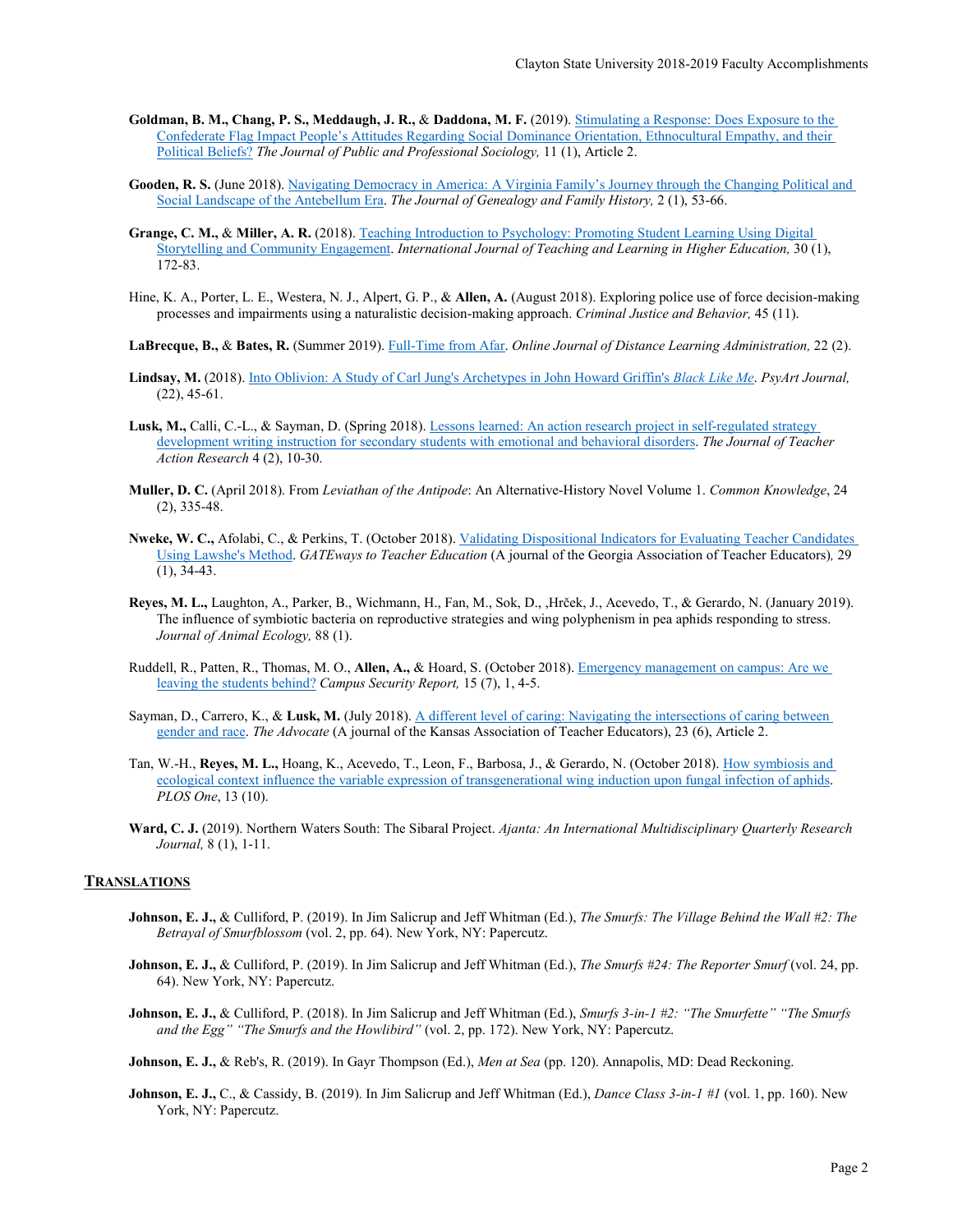**Goldman, B. M., Chang, P. S., Meddaugh, J. R.,** & **Daddona, M. F.** (2019). Stimulating a Response: Does Exposure to the Confederate Flag Impact People's Attitudes Regarding Social Dominance Orientation, Ethnocultural Empathy, and their Political Beliefs? *The Journal of Public and Professional Sociology,* 11 (1), Article 2.

**Gooden, R. S.** (June 2018). Navigating Democracy in America: A Virginia Family's Journey through the Changing Political and Social Landscape of the Antebellum Era. *The Journal of Genealogy and Family History,* 2 (1), 53-66.

**Grange, C. M.,** & **Miller, A. R.** (2018). Teaching Introduction to Psychology: Promoting Student Learning Using Digital Storytelling and Community Engagement. *International Journal of Teaching and Learning in Higher Education,* 30 (1), 172-83.

Hine, K. A., Porter, L. E., Westera, N. J., Alpert, G. P., & **Allen, A.** (August 2018). Exploring police use of force decision-making processes and impairments using a naturalistic decision-making approach. *Criminal Justice and Behavior,* 45 (11).

**LaBrecque, B.,** & **Bates, R.** (Summer 2019). Full-Time from Afar. *Online Journal of Distance Learning Administration,* 22 (2).

**Lindsay, M.** (2018). Into Oblivion: A Study of Carl Jung's Archetypes in John Howard Griffin's *Black Like Me*. *PsyArt Journal,* (22), 45-61.

**Lusk, M.,** Calli, C.-L., & Sayman, D. (Spring 2018). Lessons learned: An action research project in self-regulated strategy development writing instruction for secondary students with emotional and behavioral disorders. *The Journal of Teacher Action Research* 4 (2), 10-30.

**Muller, D. C.** (April 2018). From *Leviathan of the Antipode*: An Alternative-History Novel Volume 1. *Common Knowledge*, 24 (2), 335-48.

**Nweke, W. C.,** Afolabi, C., & Perkins, T. (October 2018). Validating Dispositional Indicators for Evaluating Teacher Candidates Using Lawshe's Method. *GATEways to Teacher Education* (A journal of the Georgia Association of Teacher Educators)*,* 29 (1), 34-43.

**Reyes, M. L.,** Laughton, A., Parker, B., Wichmann, H., Fan, M., Sok, D., ,Hrček, J., Acevedo, T., & Gerardo, N. (January 2019). The influence of symbiotic bacteria on reproductive strategies and wing polyphenism in pea aphids responding to stress. *Journal of Animal Ecology,* 88 (1).

Ruddell, R., Patten, R., Thomas, M. O., **Allen, A.,** & Hoard, S. (October 2018). Emergency management on campus: Are we leaving the students behind? *Campus Security Report,* 15 (7), 1, 4-5.

Sayman, D., Carrero, K., & **Lusk, M.** (July 2018). A different level of caring: Navigating the intersections of caring between gender and race. *The Advocate* (A journal of the Kansas Association of Teacher Educators), 23 (6), Article 2.

Tan, W.-H., **Reyes, M. L.,** Hoang, K., Acevedo, T., Leon, F., Barbosa, J., & Gerardo, N. (October 2018). How symbiosis and ecological context influence the variable expression of transgenerational wing induction upon fungal infection of aphids. *PLOS One*, 13 (10).

**Ward, C. J.** (2019). Northern Waters South: The Sibaral Project. *Ajanta: An International Multidisciplinary Quarterly Research Journal,* 8 (1), 1-11.

## TRANSLATIONS

**Johnson, E. J.,** & Culliford, P. (2019). In Jim Salicrup and Jeff Whitman (Ed.), *The Smurfs: The Village Behind the Wall #2: The Betrayal of Smurfblossom* (vol. 2, pp. 64). New York, NY: Papercutz.

**Johnson, E. J.,** & Culliford, P. (2019). In Jim Salicrup and Jeff Whitman (Ed.), *The Smurfs #24: The Reporter Smurf* (vol. 24, pp. 64). New York, NY: Papercutz.

**Johnson, E. J.,** & Culliford, P. (2018). In Jim Salicrup and Jeff Whitman (Ed.), *Smurfs 3-in-1 #2: "The Smurfette" "The Smurfs and the Egg" "The Smurfs and the Howlibird"* (vol. 2, pp. 172). New York, NY: Papercutz.

**Johnson, E. J.,** & Reb's, R. (2019). In Gayr Thompson (Ed.), *Men at Sea* (pp. 120). Annapolis, MD: Dead Reckoning.

**Johnson, E. J.,** C., & Cassidy, B. (2019). In Jim Salicrup and Jeff Whitman (Ed.), *Dance Class 3-in-1 #1* (vol. 1, pp. 160). New York, NY: Papercutz.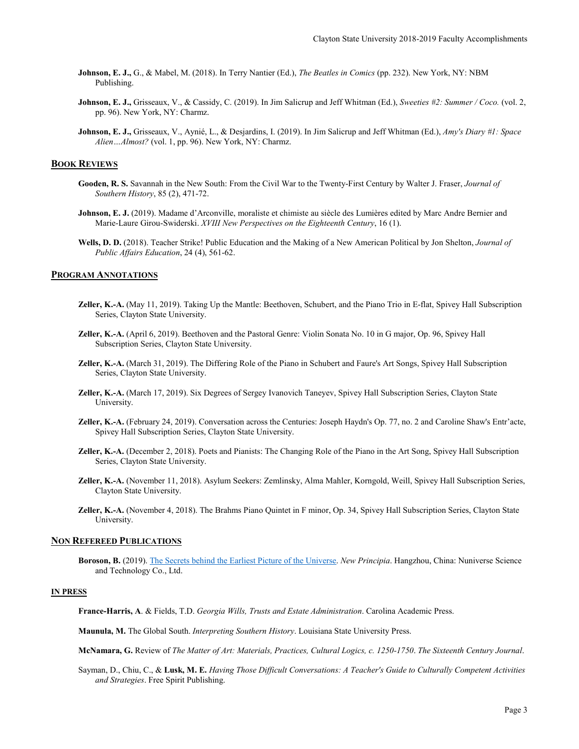**Johnson, E. J.,** G., & Mabel, M. (2018). In Terry Nantier (Ed.), *The Beatles in Comics* (pp. 232). New York, NY: NBM Publishing.

**Johnson, E. J.,** Grisseaux, V., & Cassidy, C. (2019). In Jim Salicrup and Jeff Whitman (Ed.), *Sweeties #2: Summer / Coco.* (vol. 2, pp. 96). New York, NY: Charmz.

**Johnson, E. J.,** Grisseaux, V., Aynié, L., & Desjardins, I. (2019). In Jim Salicrup and Jeff Whitman (Ed.), *Amy's Diary #1: Space Alien…Almost?* (vol. 1, pp. 96). New York, NY: Charmz.

## BOOK REVIEWS

**Gooden, R. S.** Savannah in the New South: From the Civil War to the Twenty-First Century by Walter J. Fraser, *Journal of Southern History*, 85 (2), 471-72.

**Johnson, E. J.** (2019). Madame d'Arconville, moraliste et chimiste au siècle des Lumières edited by Marc Andre Bernier and Marie-Laure Girou-Swiderski. *XVIII New Perspectives on the Eighteenth Century*, 16 (1).

**Wells, D. D.** (2018). Teacher Strike! Public Education and the Making of a New American Political by Jon Shelton, *Journal of Public Affairs Education*, 24 (4), 561-62.

## PROGRAM ANNOTATIONS

**Zeller, K.-A.** (May 11, 2019). Taking Up the Mantle: Beethoven, Schubert, and the Piano Trio in E-flat, Spivey Hall Subscription Series, Clayton State University.

**Zeller, K.-A.** (April 6, 2019). Beethoven and the Pastoral Genre: Violin Sonata No. 10 in G major, Op. 96, Spivey Hall Subscription Series, Clayton State University.

**Zeller, K.-A.** (March 31, 2019). The Differing Role of the Piano in Schubert and Faure's Art Songs, Spivey Hall Subscription Series, Clayton State University.

**Zeller, K.-A.** (March 17, 2019). Six Degrees of Sergey Ivanovich Taneyev, Spivey Hall Subscription Series, Clayton State University.

**Zeller, K.-A.** (February 24, 2019). Conversation across the Centuries: Joseph Haydn's Op. 77, no. 2 and Caroline Shaw's Entr'acte, Spivey Hall Subscription Series, Clayton State University.

**Zeller, K.-A.** (December 2, 2018). Poets and Pianists: The Changing Role of the Piano in the Art Song, Spivey Hall Subscription Series, Clayton State University.

**Zeller, K.-A.** (November 11, 2018). Asylum Seekers: Zemlinsky, Alma Mahler, Korngold, Weill, Spivey Hall Subscription Series, Clayton State University.

**Zeller, K.-A.** (November 4, 2018). The Brahms Piano Quintet in F minor, Op. 34, Spivey Hall Subscription Series, Clayton State University.

## NON REFEREED PUBLICATIONS

**Boroson, B.** (2019). The Secrets behind the Earliest Picture of the Universe. *New Principia*. Hangzhou, China: Nuniverse Science and Technology Co., Ltd.

## IN PRESS

**France-Harris, A**. & Fields, T.D. *Georgia Wills, Trusts and Estate Administration*. Carolina Academic Press.

**Maunula, M.** The Global South. *Interpreting Southern History*. Louisiana State University Press.

**McNamara, G.** Review of *The Matter of Art: Materials, Practices, Cultural Logics, c. 1250-1750*. *The Sixteenth Century Journal*.

Sayman, D., Chiu, C., & **Lusk, M. E.** *Having Those Difficult Conversations: A Teacher's Guide to Culturally Competent Activities and Strategies*. Free Spirit Publishing.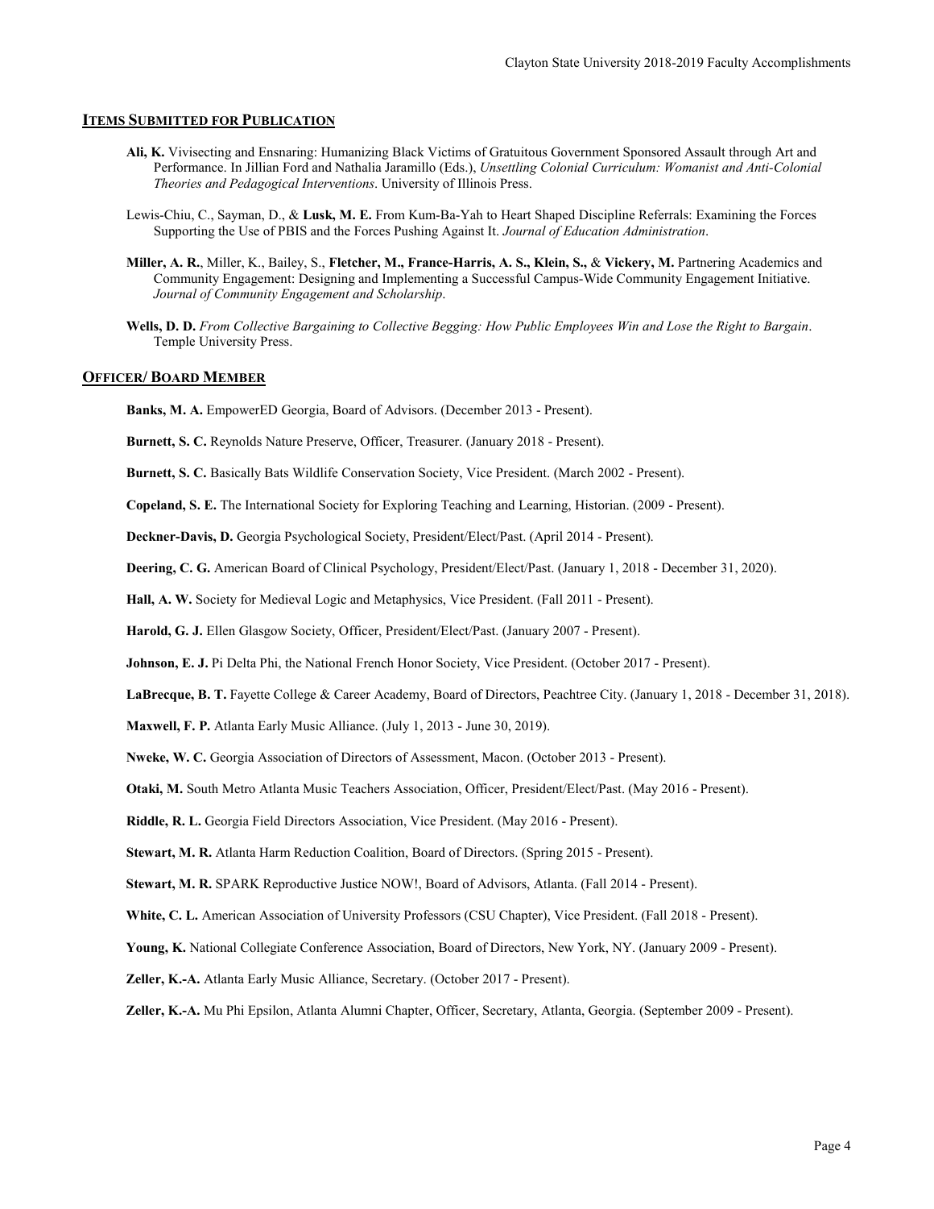## Items Submitted for Publication

**Ali, K.** Vivisecting and Ensnaring: Humanizing Black Victims of Gratuitous Government Sponsored Assault through Art and Performance. In Jillian Ford and Nathalia Jaramillo (Eds.), *Unsettling Colonial Curriculum: Womanist and Anti-Colonial Theories and Pedagogical Interventions*. University of Illinois Press.

Lewis-Chiu, C., Sayman, D., & **Lusk, M. E.** From Kum-Ba-Yah to Heart Shaped Discipline Referrals: Examining the Forces Supporting the Use of PBIS and the Forces Pushing Against It. *Journal of Education Administration*.

**Miller, A. R.**, Miller, K., Bailey, S., **Fletcher, M., France-Harris, A. S., Klein, S.,** & **Vickery, M.** Partnering Academics and Community Engagement: Designing and Implementing a Successful Campus-Wide Community Engagement Initiative. *Journal of Community Engagement and Scholarship*.

**Wells, D. D.** *From Collective Bargaining to Collective Begging: How Public Employees Win and Lose the Right to Bargain*. Temple University Press.

## Officer/ Board Member

**Banks, M. A.** EmpowerED Georgia, Board of Advisors. (December 2013 - Present).

**Burnett, S. C.** Reynolds Nature Preserve, Officer, Treasurer. (January 2018 - Present).

**Burnett, S. C.** Basically Bats Wildlife Conservation Society, Vice President. (March 2002 - Present).

**Copeland, S. E.** The International Society for Exploring Teaching and Learning, Historian. (2009 - Present).

**Deckner-Davis, D.** Georgia Psychological Society, President/Elect/Past. (April 2014 - Present).

**Deering, C. G.** American Board of Clinical Psychology, President/Elect/Past. (January 1, 2018 - December 31, 2020).

**Hall, A. W.** Society for Medieval Logic and Metaphysics, Vice President. (Fall 2011 - Present).

**Harold, G. J.** Ellen Glasgow Society, Officer, President/Elect/Past. (January 2007 - Present).

**Johnson, E. J.** Pi Delta Phi, the National French Honor Society, Vice President. (October 2017 - Present).

**LaBrecque, B. T.** Fayette College & Career Academy, Board of Directors, Peachtree City. (January 1, 2018 - December 31, 2018).

**Maxwell, F. P.** Atlanta Early Music Alliance. (July 1, 2013 - June 30, 2019).

**Nweke, W. C.** Georgia Association of Directors of Assessment, Macon. (October 2013 - Present).

**Otaki, M.** South Metro Atlanta Music Teachers Association, Officer, President/Elect/Past. (May 2016 - Present).

**Riddle, R. L.** Georgia Field Directors Association, Vice President. (May 2016 - Present).

**Stewart, M. R.** Atlanta Harm Reduction Coalition, Board of Directors. (Spring 2015 - Present).

**Stewart, M. R.** SPARK Reproductive Justice NOW!, Board of Advisors, Atlanta. (Fall 2014 - Present).

**White, C. L.** American Association of University Professors (CSU Chapter), Vice President. (Fall 2018 - Present).

**Young, K.** National Collegiate Conference Association, Board of Directors, New York, NY. (January 2009 - Present).

**Zeller, K.-A.** Atlanta Early Music Alliance, Secretary. (October 2017 - Present).

**Zeller, K.-A.** Mu Phi Epsilon, Atlanta Alumni Chapter, Officer, Secretary, Atlanta, Georgia. (September 2009 - Present).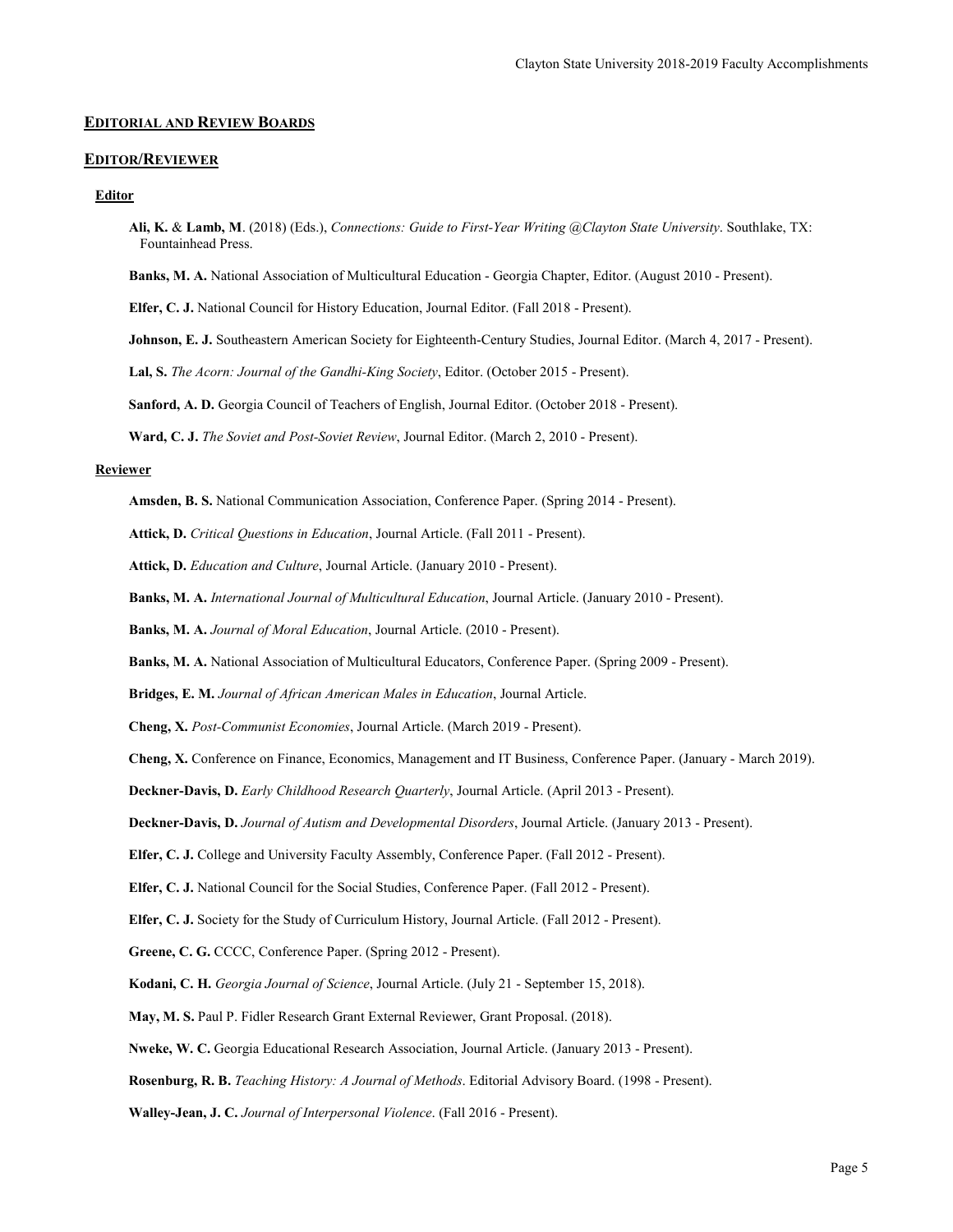## EDITORIAL AND REVIEW BOARDS

## EDITOR/REVIEWER

### Editor

**Ali, K.** & **Lamb, M**. (2018) (Eds.), *Connections: Guide to First-Year Writing @Clayton State University*. Southlake, TX: Fountainhead Press.

**Banks, M. A.** National Association of Multicultural Education - Georgia Chapter, Editor. (August 2010 - Present).

**Elfer, C. J.** National Council for History Education, Journal Editor. (Fall 2018 - Present).

**Johnson, E. J.** Southeastern American Society for Eighteenth-Century Studies, Journal Editor. (March 4, 2017 - Present).

**Lal, S.** *The Acorn: Journal of the Gandhi-King Society*, Editor. (October 2015 - Present).

**Sanford, A. D.** Georgia Council of Teachers of English, Journal Editor. (October 2018 - Present).

**Ward, C. J.** *The Soviet and Post-Soviet Review*, Journal Editor. (March 2, 2010 - Present).

### Reviewer

**Amsden, B. S.** National Communication Association, Conference Paper. (Spring 2014 - Present).

**Attick, D.** *Critical Questions in Education*, Journal Article. (Fall 2011 - Present).

**Attick, D.** *Education and Culture*, Journal Article. (January 2010 - Present).

**Banks, M. A.** *International Journal of Multicultural Education*, Journal Article. (January 2010 - Present).

**Banks, M. A.** *Journal of Moral Education*, Journal Article. (2010 - Present).

**Banks, M. A.** National Association of Multicultural Educators, Conference Paper. (Spring 2009 - Present).

**Bridges, E. M.** *Journal of African American Males in Education*, Journal Article.

**Cheng, X.** *Post-Communist Economies*, Journal Article. (March 2019 - Present).

**Cheng, X.** Conference on Finance, Economics, Management and IT Business, Conference Paper. (January - March 2019).

**Deckner-Davis, D.** *Early Childhood Research Quarterly*, Journal Article. (April 2013 - Present).

**Deckner-Davis, D.** *Journal of Autism and Developmental Disorders*, Journal Article. (January 2013 - Present).

**Elfer, C. J.** College and University Faculty Assembly, Conference Paper. (Fall 2012 - Present).

**Elfer, C. J.** National Council for the Social Studies, Conference Paper. (Fall 2012 - Present).

**Elfer, C. J.** Society for the Study of Curriculum History, Journal Article. (Fall 2012 - Present).

**Greene, C. G.** CCCC, Conference Paper. (Spring 2012 - Present).

**Kodani, C. H.** *Georgia Journal of Science*, Journal Article. (July 21 - September 15, 2018).

**May, M. S.** Paul P. Fidler Research Grant External Reviewer, Grant Proposal. (2018).

**Nweke, W. C.** Georgia Educational Research Association, Journal Article. (January 2013 - Present).

**Rosenburg, R. B.** *Teaching History: A Journal of Methods*. Editorial Advisory Board. (1998 - Present).

**Walley-Jean, J. C.** *Journal of Interpersonal Violence*. (Fall 2016 - Present).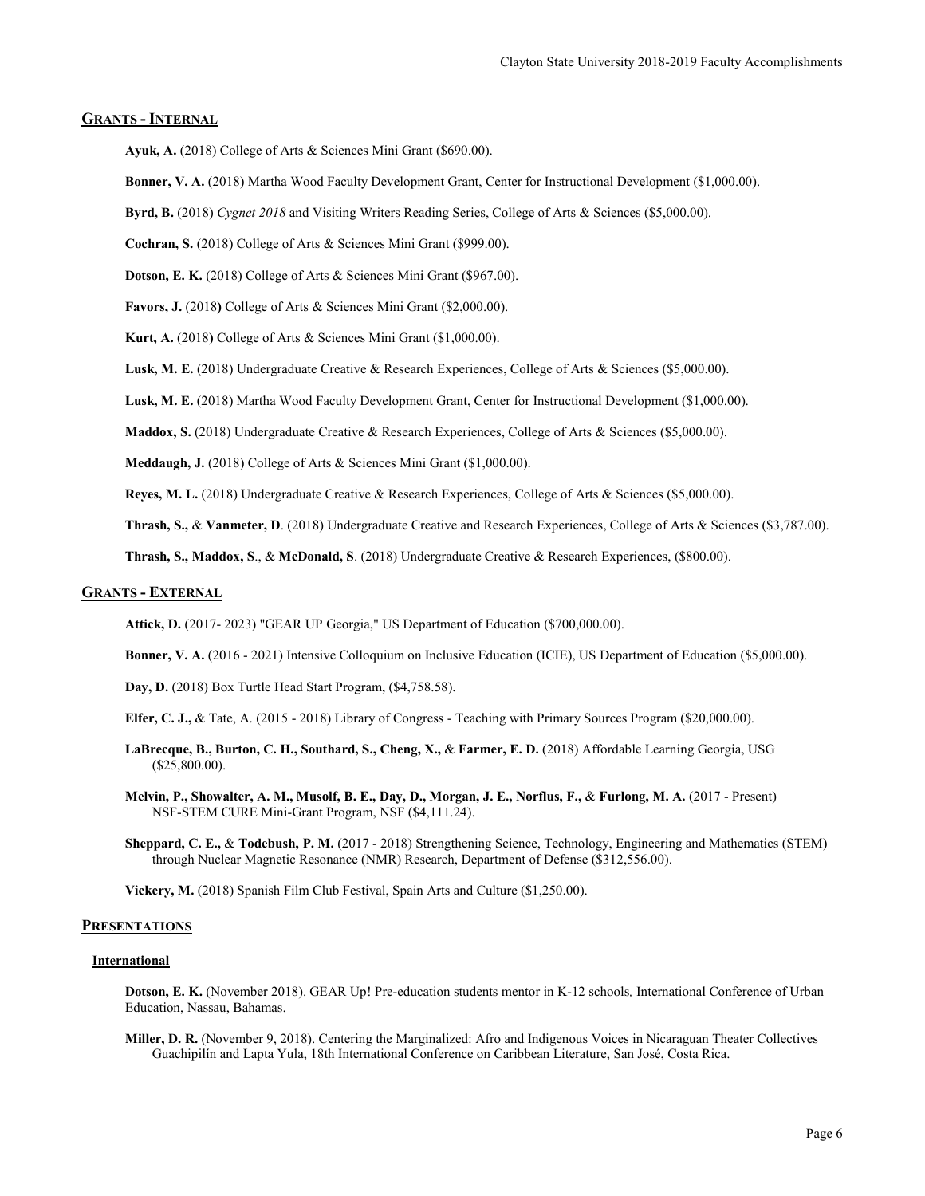## Grants - Internal

**Ayuk, A.** (2018) College of Arts & Sciences Mini Grant ($690.00).

**Bonner, V. A.** (2018) Martha Wood Faculty Development Grant, Center for Instructional Development ($1,000.00).

**Byrd, B.** (2018) *Cygnet 2018* and Visiting Writers Reading Series, College of Arts & Sciences ($5,000.00).

**Cochran, S.** (2018) College of Arts & Sciences Mini Grant ($999.00).

**Dotson, E. K.** (2018) College of Arts & Sciences Mini Grant ($967.00).

**Favors, J.** (2018**)** College of Arts & Sciences Mini Grant ($2,000.00).

**Kurt, A.** (2018**)** College of Arts & Sciences Mini Grant ($1,000.00).

**Lusk, M. E.** (2018) Undergraduate Creative & Research Experiences, College of Arts & Sciences ($5,000.00).

**Lusk, M. E.** (2018) Martha Wood Faculty Development Grant, Center for Instructional Development ($1,000.00).

**Maddox, S.** (2018) Undergraduate Creative & Research Experiences, College of Arts & Sciences ($5,000.00).

**Meddaugh, J.** (2018) College of Arts & Sciences Mini Grant ($1,000.00).

**Reyes, M. L.** (2018) Undergraduate Creative & Research Experiences, College of Arts & Sciences ($5,000.00).

**Thrash, S.,** & **Vanmeter, D**. (2018) Undergraduate Creative and Research Experiences, College of Arts & Sciences ($3,787.00).

**Thrash, S., Maddox, S**., & **McDonald, S**. (2018) Undergraduate Creative & Research Experiences, ($800.00).

## Grants - External

**Attick, D.** (2017- 2023) "GEAR UP Georgia," US Department of Education ($700,000.00).

**Bonner, V. A.** (2016 - 2021) Intensive Colloquium on Inclusive Education (ICIE), US Department of Education ($5,000.00).

**Day, D.** (2018) Box Turtle Head Start Program, ($4,758.58).

**Elfer, C. J.,** & Tate, A. (2015 - 2018) Library of Congress - Teaching with Primary Sources Program ($20,000.00).

**LaBrecque, B., Burton, C. H., Southard, S., Cheng, X.,** & **Farmer, E. D.** (2018) Affordable Learning Georgia, USG ($25,800.00).

**Melvin, P., Showalter, A. M., Musolf, B. E., Day, D., Morgan, J. E., Norflus, F.,** & **Furlong, M. A.** (2017 - Present) NSF-STEM CURE Mini-Grant Program, NSF ($4,111.24).

**Sheppard, C. E.,** & **Todebush, P. M.** (2017 - 2018) Strengthening Science, Technology, Engineering and Mathematics (STEM) through Nuclear Magnetic Resonance (NMR) Research, Department of Defense ($312,556.00).

**Vickery, M.** (2018) Spanish Film Club Festival, Spain Arts and Culture ($1,250.00).

## Presentations

### International

**Dotson, E. K.** (November 2018). GEAR Up! Pre-education students mentor in K-12 schools*,* International Conference of Urban Education, Nassau, Bahamas.

**Miller, D. R.** (November 9, 2018). Centering the Marginalized: Afro and Indigenous Voices in Nicaraguan Theater Collectives Guachipilín and Lapta Yula, 18th International Conference on Caribbean Literature, San José, Costa Rica.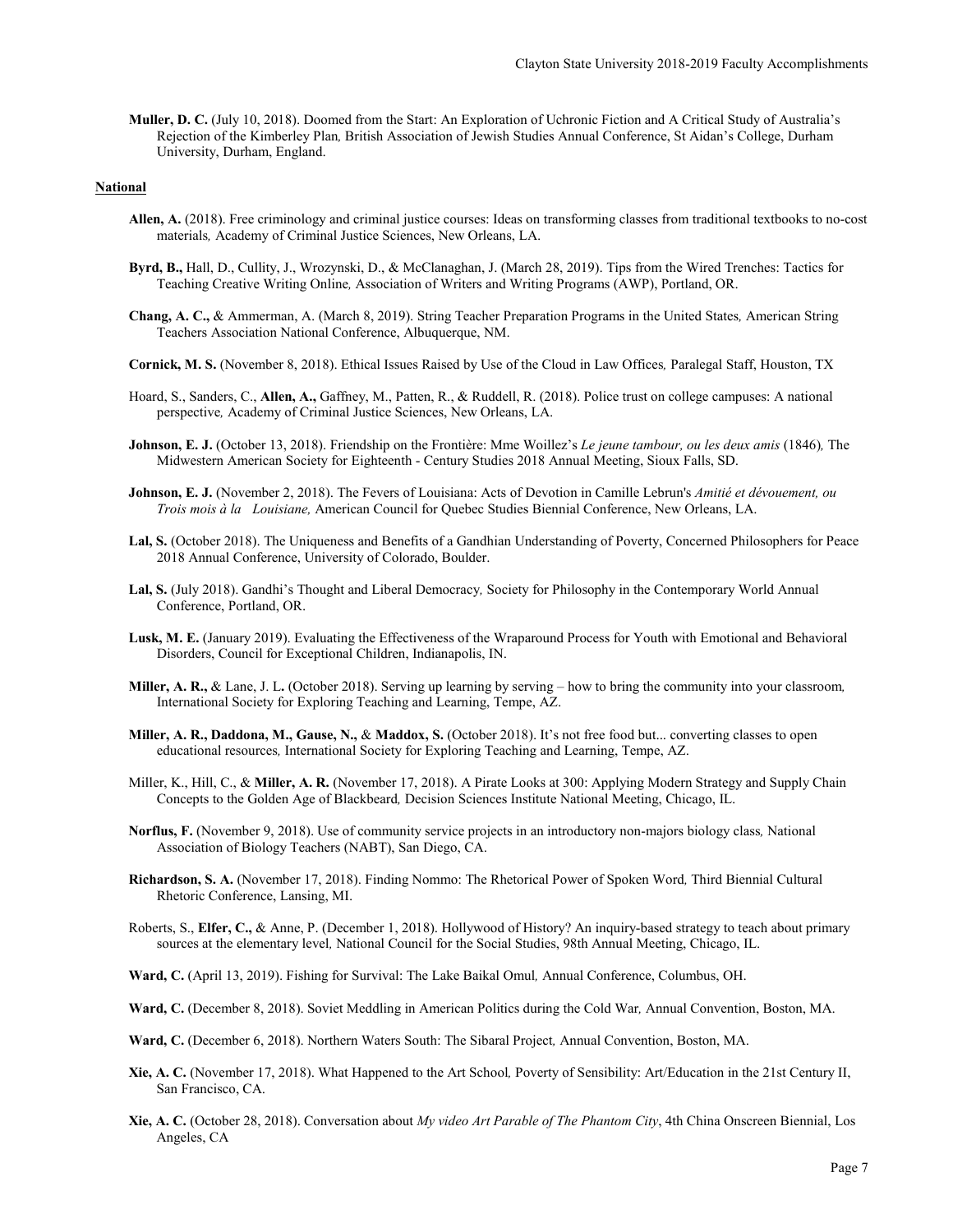**Muller, D. C.** (July 10, 2018). Doomed from the Start: An Exploration of Uchronic Fiction and A Critical Study of Australia's Rejection of the Kimberley Plan*,* British Association of Jewish Studies Annual Conference, St Aidan's College, Durham University, Durham, England.

**National**

**Allen, A.** (2018). Free criminology and criminal justice courses: Ideas on transforming classes from traditional textbooks to no-cost materials*,* Academy of Criminal Justice Sciences, New Orleans, LA.

**Byrd, B.,** Hall, D., Cullity, J., Wrozynski, D., & McClanaghan, J. (March 28, 2019). Tips from the Wired Trenches: Tactics for Teaching Creative Writing Online*,* Association of Writers and Writing Programs (AWP), Portland, OR.

**Chang, A. C.,** & Ammerman, A. (March 8, 2019). String Teacher Preparation Programs in the United States*,* American String Teachers Association National Conference, Albuquerque, NM.

**Cornick, M. S.** (November 8, 2018). Ethical Issues Raised by Use of the Cloud in Law Offices*,* Paralegal Staff, Houston, TX

Hoard, S., Sanders, C., **Allen, A.,** Gaffney, M., Patten, R., & Ruddell, R. (2018). Police trust on college campuses: A national perspective*,* Academy of Criminal Justice Sciences, New Orleans, LA.

**Johnson, E. J.** (October 13, 2018). Friendship on the Frontière: Mme Woillez's *Le jeune tambour, ou les deux amis* (1846)*,* The Midwestern American Society for Eighteenth - Century Studies 2018 Annual Meeting, Sioux Falls, SD.

**Johnson, E. J.** (November 2, 2018). The Fevers of Louisiana: Acts of Devotion in Camille Lebrun's *Amitié et dévouement, ou Trois mois à la Louisiane,* American Council for Quebec Studies Biennial Conference, New Orleans, LA.

**Lal, S.** (October 2018). The Uniqueness and Benefits of a Gandhian Understanding of Poverty, Concerned Philosophers for Peace 2018 Annual Conference, University of Colorado, Boulder.

**Lal, S.** (July 2018). Gandhi's Thought and Liberal Democracy*,* Society for Philosophy in the Contemporary World Annual Conference, Portland, OR.

**Lusk, M. E.** (January 2019). Evaluating the Effectiveness of the Wraparound Process for Youth with Emotional and Behavioral Disorders, Council for Exceptional Children, Indianapolis, IN.

**Miller, A. R.,** & Lane, J. L. (October 2018). Serving up learning by serving – how to bring the community into your classroom*,* International Society for Exploring Teaching and Learning, Tempe, AZ.

**Miller, A. R., Daddona, M., Gause, N.,** & **Maddox, S.** (October 2018). It's not free food but... converting classes to open educational resources*,* International Society for Exploring Teaching and Learning, Tempe, AZ.

Miller, K., Hill, C., & **Miller, A. R.** (November 17, 2018). A Pirate Looks at 300: Applying Modern Strategy and Supply Chain Concepts to the Golden Age of Blackbeard*,* Decision Sciences Institute National Meeting, Chicago, IL.

**Norflus, F.** (November 9, 2018). Use of community service projects in an introductory non-majors biology class*,* National Association of Biology Teachers (NABT), San Diego, CA.

**Richardson, S. A.** (November 17, 2018). Finding Nommo: The Rhetorical Power of Spoken Word*,* Third Biennial Cultural Rhetoric Conference, Lansing, MI.

Roberts, S., **Elfer, C.,** & Anne, P. (December 1, 2018). Hollywood of History? An inquiry-based strategy to teach about primary sources at the elementary level*,* National Council for the Social Studies, 98th Annual Meeting, Chicago, IL.

**Ward, C.** (April 13, 2019). Fishing for Survival: The Lake Baikal Omul*,* Annual Conference, Columbus, OH.

**Ward, C.** (December 8, 2018). Soviet Meddling in American Politics during the Cold War*,* Annual Convention, Boston, MA.

**Ward, C.** (December 6, 2018). Northern Waters South: The Sibaral Project*,* Annual Convention, Boston, MA.

**Xie, A. C.** (November 17, 2018). What Happened to the Art School*,* Poverty of Sensibility: Art/Education in the 21st Century II, San Francisco, CA.

**Xie, A. C.** (October 28, 2018). Conversation about *My video Art Parable of The Phantom City*, 4th China Onscreen Biennial, Los Angeles, CA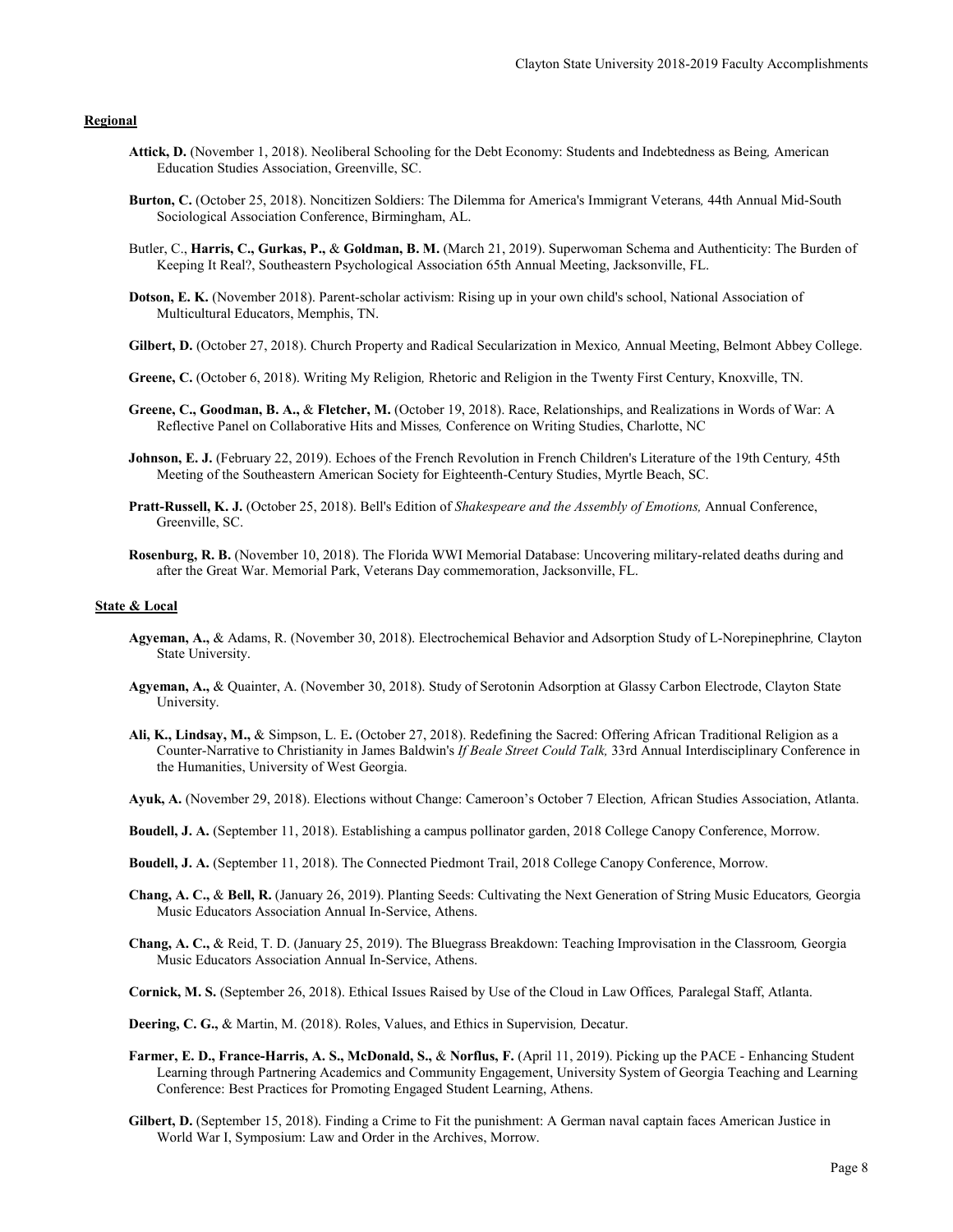**Regional**

**Attick, D.** (November 1, 2018). Neoliberal Schooling for the Debt Economy: Students and Indebtedness as Being*,* American Education Studies Association, Greenville, SC.

**Burton, C.** (October 25, 2018). Noncitizen Soldiers: The Dilemma for America's Immigrant Veterans*,* 44th Annual Mid-South Sociological Association Conference, Birmingham, AL.

Butler, C., **Harris, C., Gurkas, P.,** & **Goldman, B. M.** (March 21, 2019). Superwoman Schema and Authenticity: The Burden of Keeping It Real?, Southeastern Psychological Association 65th Annual Meeting, Jacksonville, FL.

**Dotson, E. K.** (November 2018). Parent-scholar activism: Rising up in your own child's school, National Association of Multicultural Educators, Memphis, TN.

**Gilbert, D.** (October 27, 2018). Church Property and Radical Secularization in Mexico*,* Annual Meeting, Belmont Abbey College.

**Greene, C.** (October 6, 2018). Writing My Religion*,* Rhetoric and Religion in the Twenty First Century, Knoxville, TN.

**Greene, C., Goodman, B. A.,** & **Fletcher, M.** (October 19, 2018). Race, Relationships, and Realizations in Words of War: A Reflective Panel on Collaborative Hits and Misses*,* Conference on Writing Studies, Charlotte, NC

**Johnson, E. J.** (February 22, 2019). Echoes of the French Revolution in French Children's Literature of the 19th Century*,* 45th Meeting of the Southeastern American Society for Eighteenth-Century Studies, Myrtle Beach, SC.

**Pratt-Russell, K. J.** (October 25, 2018). Bell's Edition of *Shakespeare and the Assembly of Emotions,* Annual Conference, Greenville, SC.

**Rosenburg, R. B.** (November 10, 2018). The Florida WWI Memorial Database: Uncovering military-related deaths during and after the Great War. Memorial Park, Veterans Day commemoration, Jacksonville, FL.

**State & Local**

**Agyeman, A.,** & Adams, R. (November 30, 2018). Electrochemical Behavior and Adsorption Study of L-Norepinephrine*,* Clayton State University.

**Agyeman, A.,** & Quainter, A. (November 30, 2018). Study of Serotonin Adsorption at Glassy Carbon Electrode, Clayton State University.

**Ali, K., Lindsay, M.,** & Simpson, L. E**.** (October 27, 2018). Redefining the Sacred: Offering African Traditional Religion as a Counter-Narrative to Christianity in James Baldwin's *If Beale Street Could Talk,* 33rd Annual Interdisciplinary Conference in the Humanities, University of West Georgia.

**Ayuk, A.** (November 29, 2018). Elections without Change: Cameroon's October 7 Election*,* African Studies Association, Atlanta.

**Boudell, J. A.** (September 11, 2018). Establishing a campus pollinator garden, 2018 College Canopy Conference, Morrow.

**Boudell, J. A.** (September 11, 2018). The Connected Piedmont Trail, 2018 College Canopy Conference, Morrow.

**Chang, A. C.,** & **Bell, R.** (January 26, 2019). Planting Seeds: Cultivating the Next Generation of String Music Educators*,* Georgia Music Educators Association Annual In-Service, Athens.

**Chang, A. C.,** & Reid, T. D. (January 25, 2019). The Bluegrass Breakdown: Teaching Improvisation in the Classroom*,* Georgia Music Educators Association Annual In-Service, Athens.

**Cornick, M. S.** (September 26, 2018). Ethical Issues Raised by Use of the Cloud in Law Offices*,* Paralegal Staff, Atlanta.

**Deering, C. G.,** & Martin, M. (2018). Roles, Values, and Ethics in Supervision*,* Decatur.

**Farmer, E. D., France-Harris, A. S., McDonald, S.,** & **Norflus, F.** (April 11, 2019). Picking up the PACE - Enhancing Student Learning through Partnering Academics and Community Engagement, University System of Georgia Teaching and Learning Conference: Best Practices for Promoting Engaged Student Learning, Athens.

**Gilbert, D.** (September 15, 2018). Finding a Crime to Fit the punishment: A German naval captain faces American Justice in World War I, Symposium: Law and Order in the Archives, Morrow.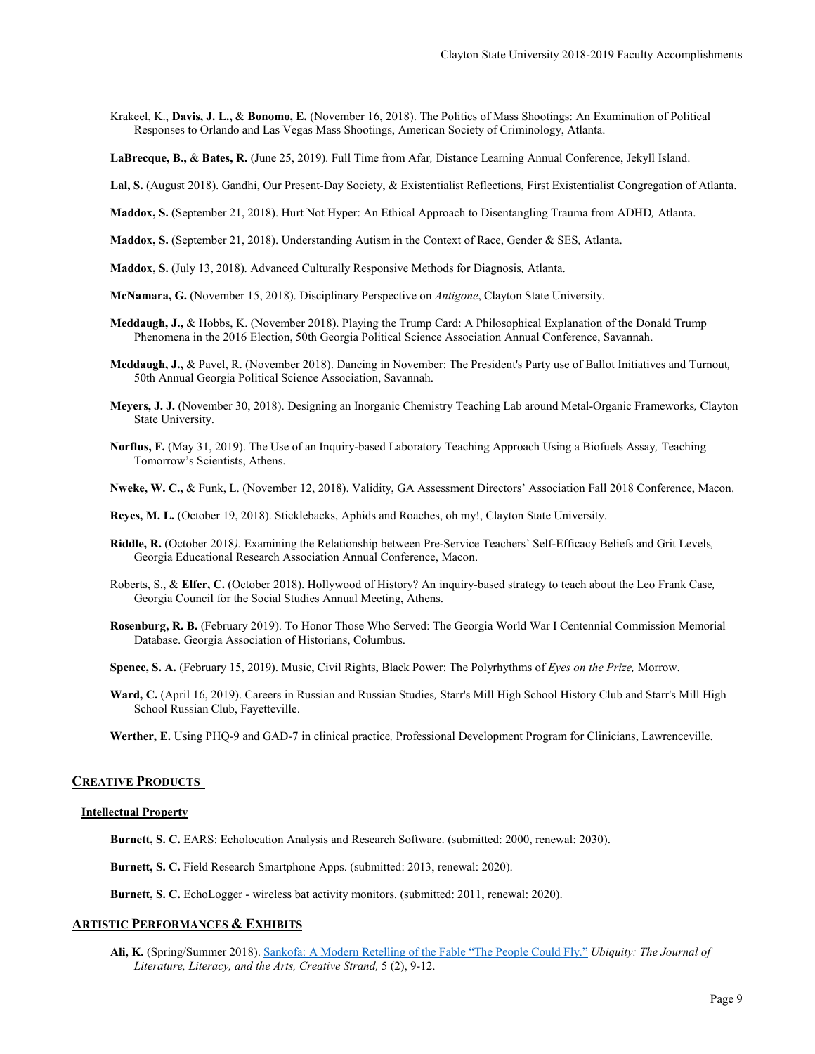Krakeel, K., **Davis, J. L.,** & **Bonomo, E.** (November 16, 2018). The Politics of Mass Shootings: An Examination of Political Responses to Orlando and Las Vegas Mass Shootings, American Society of Criminology, Atlanta.

**LaBrecque, B.,** & **Bates, R.** (June 25, 2019). Full Time from Afar*,* Distance Learning Annual Conference, Jekyll Island.

**Lal, S.** (August 2018). Gandhi, Our Present-Day Society, & Existentialist Reflections, First Existentialist Congregation of Atlanta.

**Maddox, S.** (September 21, 2018). Hurt Not Hyper: An Ethical Approach to Disentangling Trauma from ADHD*,* Atlanta.

**Maddox, S.** (September 21, 2018). Understanding Autism in the Context of Race, Gender & SES*,* Atlanta.

**Maddox, S.** (July 13, 2018). Advanced Culturally Responsive Methods for Diagnosis*,* Atlanta.

**McNamara, G.** (November 15, 2018). Disciplinary Perspective on *Antigone*, Clayton State University.

**Meddaugh, J.,** & Hobbs, K. (November 2018). Playing the Trump Card: A Philosophical Explanation of the Donald Trump Phenomena in the 2016 Election, 50th Georgia Political Science Association Annual Conference, Savannah.

**Meddaugh, J.,** & Pavel, R. (November 2018). Dancing in November: The President's Party use of Ballot Initiatives and Turnout*,* 50th Annual Georgia Political Science Association, Savannah.

**Meyers, J. J.** (November 30, 2018). Designing an Inorganic Chemistry Teaching Lab around Metal-Organic Frameworks*,* Clayton State University.

**Norflus, F.** (May 31, 2019). The Use of an Inquiry-based Laboratory Teaching Approach Using a Biofuels Assay*,* Teaching Tomorrow's Scientists, Athens.

**Nweke, W. C.,** & Funk, L. (November 12, 2018). Validity, GA Assessment Directors' Association Fall 2018 Conference, Macon.

**Reyes, M. L.** (October 19, 2018). Sticklebacks, Aphids and Roaches, oh my!, Clayton State University.

**Riddle, R.** (October 2018*).* Examining the Relationship between Pre-Service Teachers' Self-Efficacy Beliefs and Grit Levels*,* Georgia Educational Research Association Annual Conference, Macon.

Roberts, S., & **Elfer, C.** (October 2018). Hollywood of History? An inquiry-based strategy to teach about the Leo Frank Case*,* Georgia Council for the Social Studies Annual Meeting, Athens.

**Rosenburg, R. B.** (February 2019). To Honor Those Who Served: The Georgia World War I Centennial Commission Memorial Database. Georgia Association of Historians, Columbus.

**Spence, S. A.** (February 15, 2019). Music, Civil Rights, Black Power: The Polyrhythms of *Eyes on the Prize,* Morrow.

**Ward, C.** (April 16, 2019). Careers in Russian and Russian Studies*,* Starr's Mill High School History Club and Starr's Mill High School Russian Club, Fayetteville.

**Werther, E.** Using PHQ-9 and GAD-7 in clinical practice*,* Professional Development Program for Clinicians, Lawrenceville.

## Creative Products

### Intellectual Property

**Burnett, S. C.** EARS: Echolocation Analysis and Research Software. (submitted: 2000, renewal: 2030).

**Burnett, S. C.** Field Research Smartphone Apps. (submitted: 2013, renewal: 2020).

**Burnett, S. C.** EchoLogger - wireless bat activity monitors. (submitted: 2011, renewal: 2020).

## Artistic Performances & Exhibits

**Ali, K.** (Spring/Summer 2018). Sankofa: A Modern Retelling of the Fable "The People Could Fly." *Ubiquity: The Journal of Literature, Literacy, and the Arts, Creative Strand,* 5 (2), 9-12.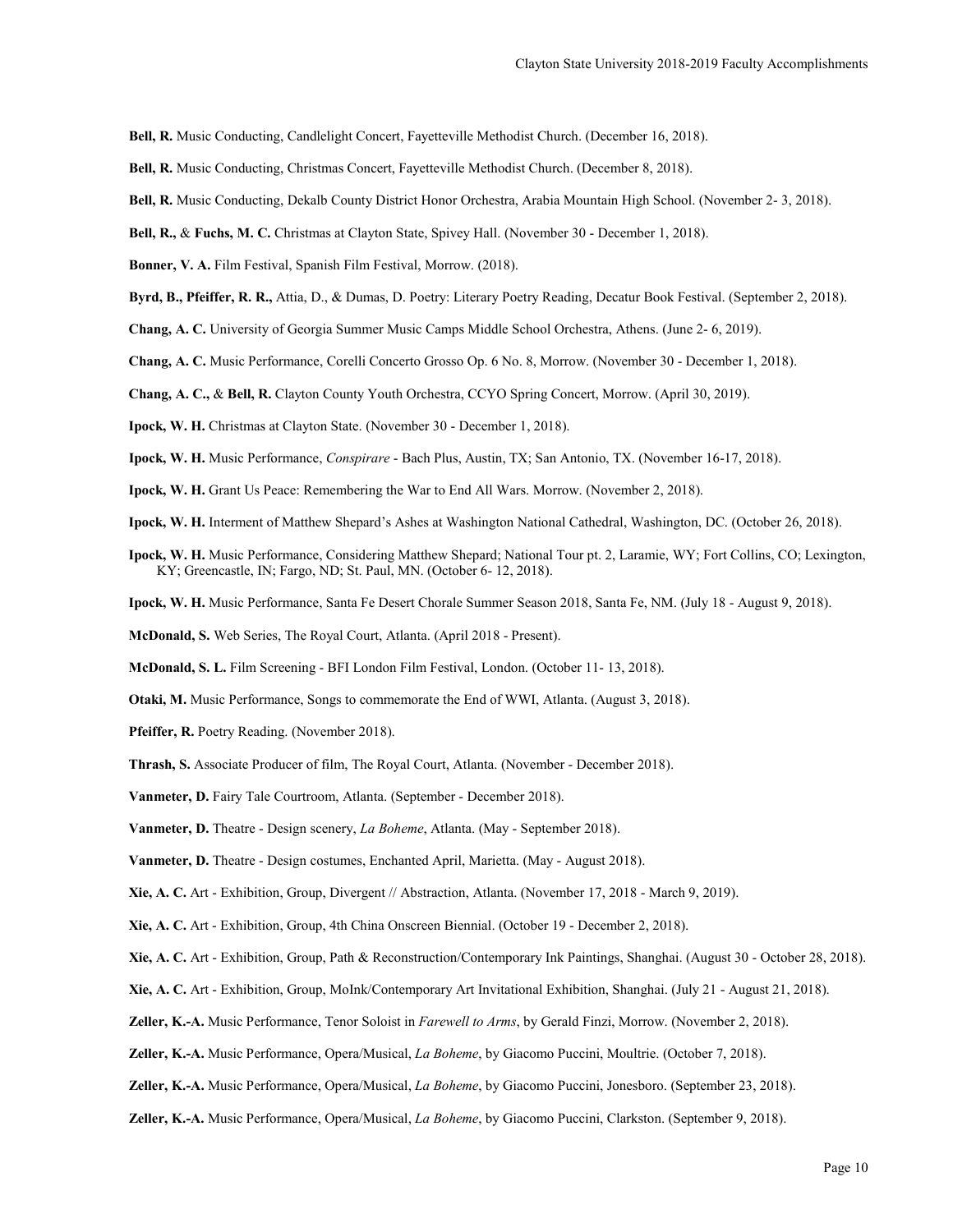**Bell, R.** Music Conducting, Candlelight Concert, Fayetteville Methodist Church. (December 16, 2018).

**Bell, R.** Music Conducting, Christmas Concert, Fayetteville Methodist Church. (December 8, 2018).

**Bell, R.** Music Conducting, Dekalb County District Honor Orchestra, Arabia Mountain High School. (November 2- 3, 2018).

**Bell, R.,** & **Fuchs, M. C.** Christmas at Clayton State, Spivey Hall. (November 30 - December 1, 2018).

**Bonner, V. A.** Film Festival, Spanish Film Festival, Morrow. (2018).

**Byrd, B., Pfeiffer, R. R.,** Attia, D., & Dumas, D. Poetry: Literary Poetry Reading, Decatur Book Festival. (September 2, 2018).

**Chang, A. C.** University of Georgia Summer Music Camps Middle School Orchestra, Athens. (June 2- 6, 2019).

**Chang, A. C.** Music Performance, Corelli Concerto Grosso Op. 6 No. 8, Morrow. (November 30 - December 1, 2018).

**Chang, A. C.,** & **Bell, R.** Clayton County Youth Orchestra, CCYO Spring Concert, Morrow. (April 30, 2019).

**Ipock, W. H.** Christmas at Clayton State. (November 30 - December 1, 2018).

**Ipock, W. H.** Music Performance, *Conspirare* - Bach Plus, Austin, TX; San Antonio, TX. (November 16-17, 2018).

**Ipock, W. H.** Grant Us Peace: Remembering the War to End All Wars. Morrow. (November 2, 2018).

**Ipock, W. H.** Interment of Matthew Shepard's Ashes at Washington National Cathedral, Washington, DC. (October 26, 2018).

**Ipock, W. H.** Music Performance, Considering Matthew Shepard; National Tour pt. 2, Laramie, WY; Fort Collins, CO; Lexington, KY; Greencastle, IN; Fargo, ND; St. Paul, MN. (October 6- 12, 2018).

**Ipock, W. H.** Music Performance, Santa Fe Desert Chorale Summer Season 2018, Santa Fe, NM. (July 18 - August 9, 2018).

**McDonald, S.** Web Series, The Royal Court, Atlanta. (April 2018 - Present).

**McDonald, S. L.** Film Screening - BFI London Film Festival, London. (October 11- 13, 2018).

**Otaki, M.** Music Performance, Songs to commemorate the End of WWI, Atlanta. (August 3, 2018).

**Pfeiffer, R.** Poetry Reading. (November 2018).

**Thrash, S.** Associate Producer of film, The Royal Court, Atlanta. (November - December 2018).

**Vanmeter, D.** Fairy Tale Courtroom, Atlanta. (September - December 2018).

**Vanmeter, D.** Theatre - Design scenery, *La Boheme*, Atlanta. (May - September 2018).

**Vanmeter, D.** Theatre - Design costumes, Enchanted April, Marietta. (May - August 2018).

**Xie, A. C.** Art - Exhibition, Group, Divergent // Abstraction, Atlanta. (November 17, 2018 - March 9, 2019).

**Xie, A. C.** Art - Exhibition, Group, 4th China Onscreen Biennial. (October 19 - December 2, 2018).

**Xie, A. C.** Art - Exhibition, Group, Path & Reconstruction/Contemporary Ink Paintings, Shanghai. (August 30 - October 28, 2018).

**Xie, A. C.** Art - Exhibition, Group, MoInk/Contemporary Art Invitational Exhibition, Shanghai. (July 21 - August 21, 2018).

**Zeller, K.-A.** Music Performance, Tenor Soloist in *Farewell to Arms*, by Gerald Finzi, Morrow. (November 2, 2018).

**Zeller, K.-A.** Music Performance, Opera/Musical, *La Boheme*, by Giacomo Puccini, Moultrie. (October 7, 2018).

**Zeller, K.-A.** Music Performance, Opera/Musical, *La Boheme*, by Giacomo Puccini, Jonesboro. (September 23, 2018).

**Zeller, K.-A.** Music Performance, Opera/Musical, *La Boheme*, by Giacomo Puccini, Clarkston. (September 9, 2018).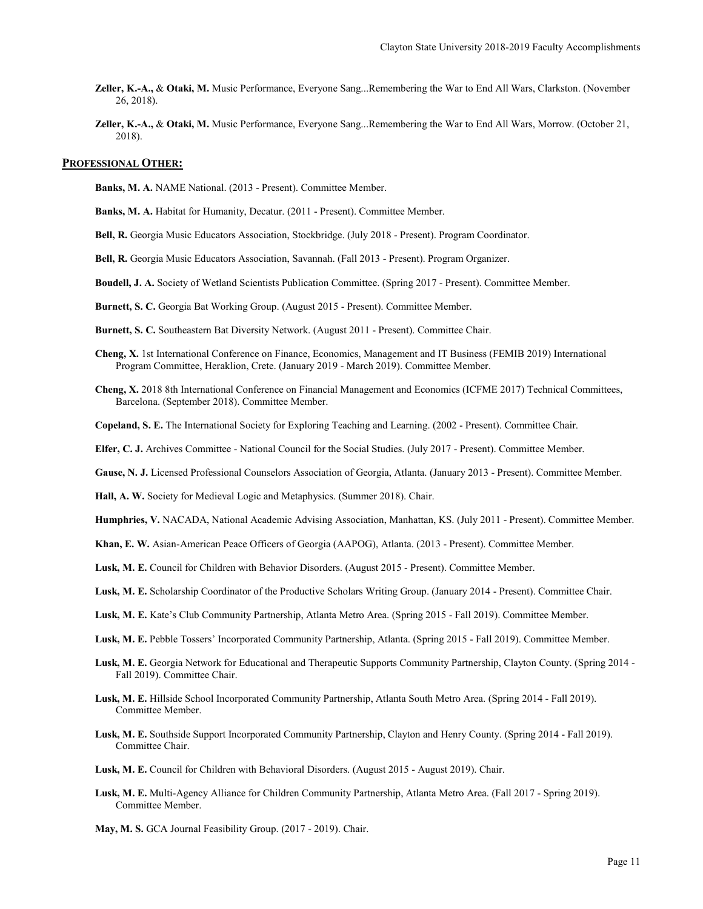**Zeller, K.-A.,** & **Otaki, M.** Music Performance, Everyone Sang...Remembering the War to End All Wars, Clarkston. (November 26, 2018).

**Zeller, K.-A.,** & **Otaki, M.** Music Performance, Everyone Sang...Remembering the War to End All Wars, Morrow. (October 21, 2018).

## PROFESSIONAL OTHER:

**Banks, M. A.** NAME National. (2013 - Present). Committee Member.

**Banks, M. A.** Habitat for Humanity, Decatur. (2011 - Present). Committee Member.

**Bell, R.** Georgia Music Educators Association, Stockbridge. (July 2018 - Present). Program Coordinator.

**Bell, R.** Georgia Music Educators Association, Savannah. (Fall 2013 - Present). Program Organizer.

**Boudell, J. A.** Society of Wetland Scientists Publication Committee. (Spring 2017 - Present). Committee Member.

**Burnett, S. C.** Georgia Bat Working Group. (August 2015 - Present). Committee Member.

**Burnett, S. C.** Southeastern Bat Diversity Network. (August 2011 - Present). Committee Chair.

**Cheng, X.** 1st International Conference on Finance, Economics, Management and IT Business (FEMIB 2019) International Program Committee, Heraklion, Crete. (January 2019 - March 2019). Committee Member.

**Cheng, X.** 2018 8th International Conference on Financial Management and Economics (ICFME 2017) Technical Committees, Barcelona. (September 2018). Committee Member.

**Copeland, S. E.** The International Society for Exploring Teaching and Learning. (2002 - Present). Committee Chair.

**Elfer, C. J.** Archives Committee - National Council for the Social Studies. (July 2017 - Present). Committee Member.

**Gause, N. J.** Licensed Professional Counselors Association of Georgia, Atlanta. (January 2013 - Present). Committee Member.

**Hall, A. W.** Society for Medieval Logic and Metaphysics. (Summer 2018). Chair.

**Humphries, V.** NACADA, National Academic Advising Association, Manhattan, KS. (July 2011 - Present). Committee Member.

**Khan, E. W.** Asian-American Peace Officers of Georgia (AAPOG), Atlanta. (2013 - Present). Committee Member.

**Lusk, M. E.** Council for Children with Behavior Disorders. (August 2015 - Present). Committee Member.

**Lusk, M. E.** Scholarship Coordinator of the Productive Scholars Writing Group. (January 2014 - Present). Committee Chair.

**Lusk, M. E.** Kate's Club Community Partnership, Atlanta Metro Area. (Spring 2015 - Fall 2019). Committee Member.

**Lusk, M. E.** Pebble Tossers' Incorporated Community Partnership, Atlanta. (Spring 2015 - Fall 2019). Committee Member.

**Lusk, M. E.** Georgia Network for Educational and Therapeutic Supports Community Partnership, Clayton County. (Spring 2014 - Fall 2019). Committee Chair.

**Lusk, M. E.** Hillside School Incorporated Community Partnership, Atlanta South Metro Area. (Spring 2014 - Fall 2019). Committee Member.

**Lusk, M. E.** Southside Support Incorporated Community Partnership, Clayton and Henry County. (Spring 2014 - Fall 2019). Committee Chair.

**Lusk, M. E.** Council for Children with Behavioral Disorders. (August 2015 - August 2019). Chair.

**Lusk, M. E.** Multi-Agency Alliance for Children Community Partnership, Atlanta Metro Area. (Fall 2017 - Spring 2019). Committee Member.

**May, M. S.** GCA Journal Feasibility Group. (2017 - 2019). Chair.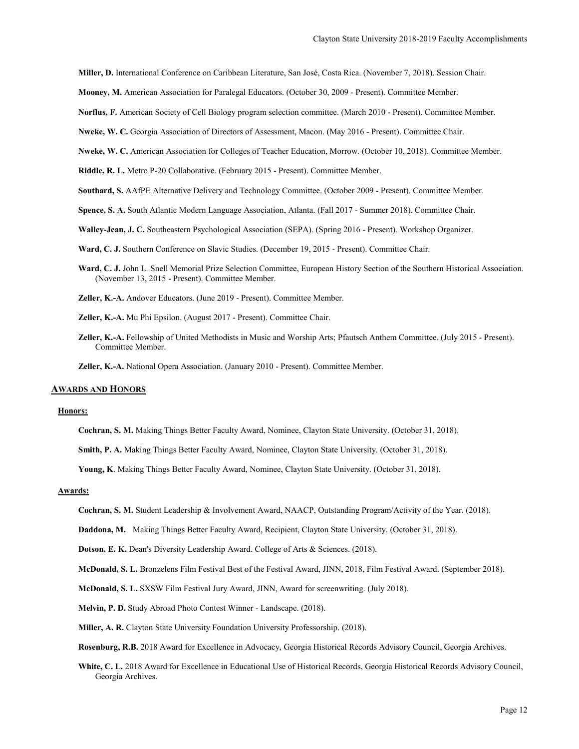**Miller, D.** International Conference on Caribbean Literature, San José, Costa Rica. (November 7, 2018). Session Chair.

**Mooney, M.** American Association for Paralegal Educators. (October 30, 2009 - Present). Committee Member.

**Norflus, F.** American Society of Cell Biology program selection committee. (March 2010 - Present). Committee Member.

**Nweke, W. C.** Georgia Association of Directors of Assessment, Macon. (May 2016 - Present). Committee Chair.

**Nweke, W. C.** American Association for Colleges of Teacher Education, Morrow. (October 10, 2018). Committee Member.

**Riddle, R. L.** Metro P-20 Collaborative. (February 2015 - Present). Committee Member.

**Southard, S.** AAfPE Alternative Delivery and Technology Committee. (October 2009 - Present). Committee Member.

**Spence, S. A.** South Atlantic Modern Language Association, Atlanta. (Fall 2017 - Summer 2018). Committee Chair.

**Walley-Jean, J. C.** Southeastern Psychological Association (SEPA). (Spring 2016 - Present). Workshop Organizer.

**Ward, C. J.** Southern Conference on Slavic Studies. (December 19, 2015 - Present). Committee Chair.

**Ward, C. J.** John L. Snell Memorial Prize Selection Committee, European History Section of the Southern Historical Association. (November 13, 2015 - Present). Committee Member.

**Zeller, K.-A.** Andover Educators. (June 2019 - Present). Committee Member.

**Zeller, K.-A.** Mu Phi Epsilon. (August 2017 - Present). Committee Chair.

**Zeller, K.-A.** Fellowship of United Methodists in Music and Worship Arts; Pfautsch Anthem Committee. (July 2015 - Present). Committee Member.

**Zeller, K.-A.** National Opera Association. (January 2010 - Present). Committee Member.

## AWARDS AND HONORS

### Honors:

**Cochran, S. M.** Making Things Better Faculty Award, Nominee, Clayton State University. (October 31, 2018).

**Smith, P. A.** Making Things Better Faculty Award, Nominee, Clayton State University. (October 31, 2018).

**Young, K**. Making Things Better Faculty Award, Nominee, Clayton State University. (October 31, 2018).

### Awards:

**Cochran, S. M.** Student Leadership & Involvement Award, NAACP, Outstanding Program/Activity of the Year. (2018).

**Daddona, M.** Making Things Better Faculty Award, Recipient, Clayton State University. (October 31, 2018).

**Dotson, E. K.** Dean's Diversity Leadership Award. College of Arts & Sciences. (2018).

**McDonald, S. L.** Bronzelens Film Festival Best of the Festival Award, JINN, 2018, Film Festival Award. (September 2018).

**McDonald, S. L.** SXSW Film Festival Jury Award, JINN, Award for screenwriting. (July 2018).

**Melvin, P. D.** Study Abroad Photo Contest Winner - Landscape. (2018).

**Miller, A. R.** Clayton State University Foundation University Professorship. (2018).

**Rosenburg, R.B.** 2018 Award for Excellence in Advocacy, Georgia Historical Records Advisory Council, Georgia Archives.

**White, C. L.** 2018 Award for Excellence in Educational Use of Historical Records, Georgia Historical Records Advisory Council, Georgia Archives.